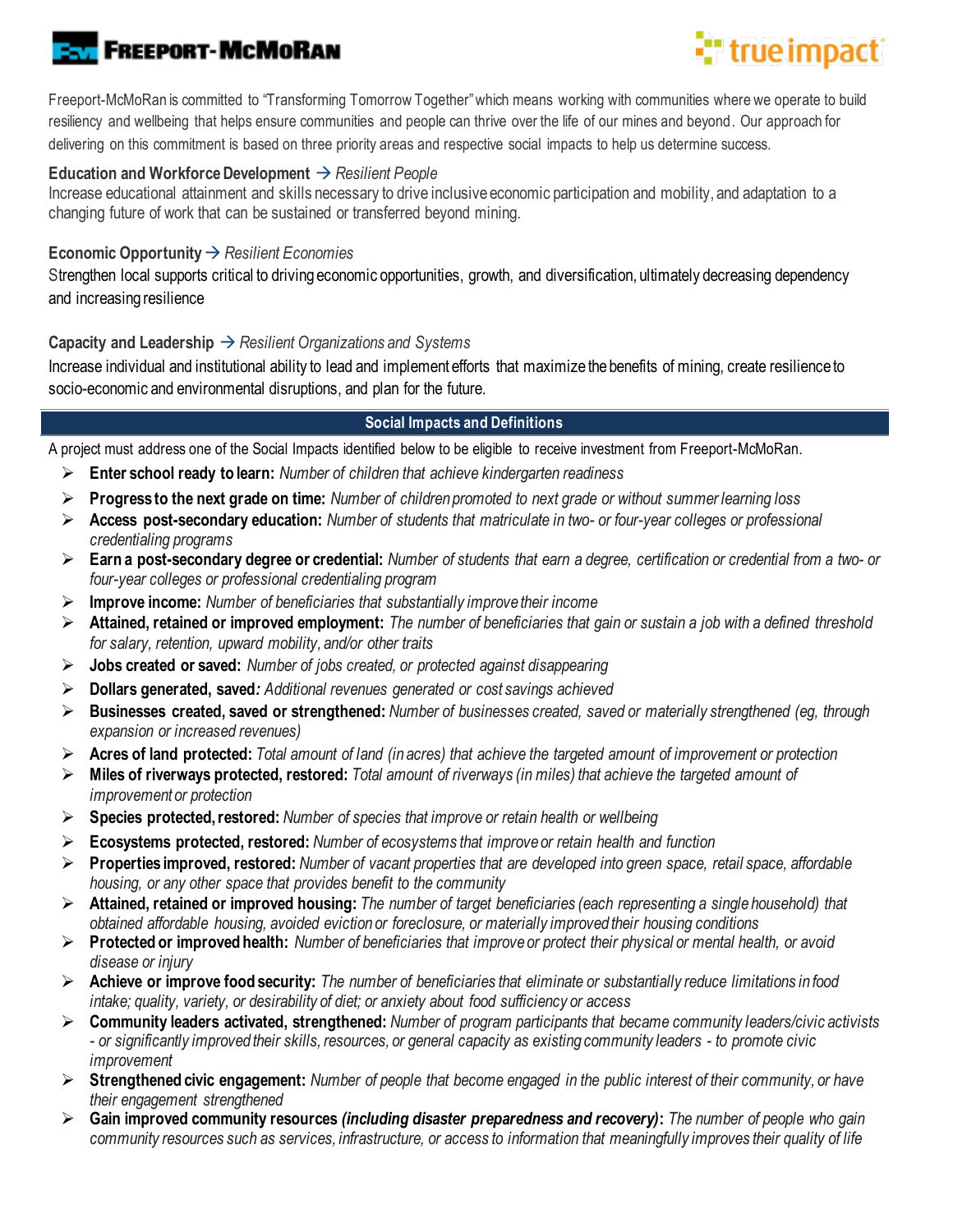Freeport-McMoRan is committed to "Transforming Tomorrow Together" which means working with communities where we operate to build resiliency and wellbeing that helps ensure communities and people can thrive over the life of our mines and beyond. Our approach for delivering on this commitment is based on three priority areas and respective social impacts to help us determine success.

**Education and Workforce Development** → *Resilient People*
Increase educational attainment and skills necessary to drive inclusive economic participation and mobility, and adaptation to a changing future of work that can be sustained or transferred beyond mining.

**Economic Opportunity** → *Resilient Economies*
Strengthen local supports critical to driving economic opportunities, growth, and diversification, ultimately decreasing dependency and increasing resilience

**Capacity and Leadership** → *Resilient Organizations and Systems*
Increase individual and institutional ability to lead and implement efforts that maximize the benefits of mining, create resilience to socio-economic and environmental disruptions, and plan for the future.

## Social Impacts and Definitions

A project must address one of the Social Impacts identified below to be eligible to receive investment from Freeport-McMoRan.

- **Enter school ready to learn:** *Number of children that achieve kindergarten readiness*
- **Progress to the next grade on time:** *Number of children promoted to next grade or without summer learning loss*
- **Access post-secondary education:** *Number of students that matriculate in two- or four-year colleges or professional credentialing programs*
- **Earn a post-secondary degree or credential:** *Number of students that earn a degree, certification or credential from a two- or four-year colleges or professional credentialing program*
- **Improve income:** *Number of beneficiaries that substantially improve their income*
- **Attained, retained or improved employment:** *The number of beneficiaries that gain or sustain a job with a defined threshold for salary, retention, upward mobility, and/or other traits*
- **Jobs created or saved:** *Number of jobs created, or protected against disappearing*
- **Dollars generated, saved:** *Additional revenues generated or cost savings achieved*
- **Businesses created, saved or strengthened:** *Number of businesses created, saved or materially strengthened (eg, through expansion or increased revenues)*
- **Acres of land protected:** *Total amount of land (in acres) that achieve the targeted amount of improvement or protection*
- **Miles of riverways protected, restored:** *Total amount of riverways (in miles) that achieve the targeted amount of improvement or protection*
- **Species protected, restored:** *Number of species that improve or retain health or wellbeing*
- **Ecosystems protected, restored:** *Number of ecosystems that improve or retain health and function*
- **Properties improved, restored:** *Number of vacant properties that are developed into green space, retail space, affordable housing, or any other space that provides benefit to the community*
- **Attained, retained or improved housing:** *The number of target beneficiaries (each representing a single household) that obtained affordable housing, avoided eviction or foreclosure, or materially improved their housing conditions*
- **Protected or improved health:** *Number of beneficiaries that improve or protect their physical or mental health, or avoid disease or injury*
- **Achieve or improve food security:** *The number of beneficiaries that eliminate or substantially reduce limitations in food intake; quality, variety, or desirability of diet; or anxiety about food sufficiency or access*
- **Community leaders activated, strengthened:** *Number of program participants that became community leaders/civic activists - or significantly improved their skills, resources, or general capacity as existing community leaders - to promote civic improvement*
- **Strengthened civic engagement:** *Number of people that become engaged in the public interest of their community, or have their engagement strengthened*
- **Gain improved community resources *(including disaster preparedness and recovery)*:** *The number of people who gain community resources such as services, infrastructure, or access to information that meaningfully improves their quality of life*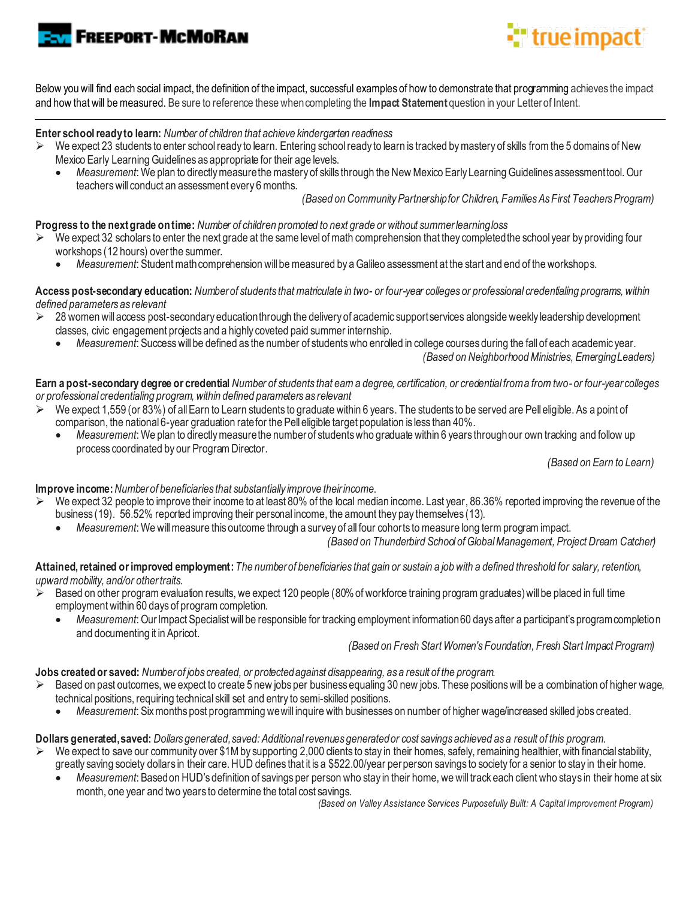Below you will find each social impact, the definition of the impact, successful examples of how to demonstrate that programming achieves the impact and how that will be measured. Be sure to reference these when completing the **Impact Statement** question in your Letter of Intent.

---

**Enter school ready to learn:** *Number of children that achieve kindergarten readiness*

- We expect 23 students to enter school ready to learn. Entering school ready to learn is tracked by mastery of skills from the 5 domains of New Mexico Early Learning Guidelines as appropriate for their age levels.
  - *Measurement*: We plan to directly measure the mastery of skills through the New Mexico Early Learning Guidelines assessment tool. Our teachers will conduct an assessment every 6 months.

*(Based on Community Partnership for Children, Families As First Teachers Program)*

**Progress to the next grade on time:** *Number of children promoted to next grade or without summer learning loss*

- We expect 32 scholars to enter the next grade at the same level of math comprehension that they completed the school year by providing four workshops (12 hours) over the summer.
  - *Measurement*: Student math comprehension will be measured by a Galileo assessment at the start and end of the workshops.

**Access post-secondary education:** *Number of students that matriculate in two- or four-year colleges or professional credentialing programs, within defined parameters as relevant*

- 28 women will access post-secondary education through the delivery of academic support services alongside weekly leadership development classes, civic engagement projects and a highly coveted paid summer internship.
  - *Measurement*: Success will be defined as the number of students who enrolled in college courses during the fall of each academic year.

*(Based on Neighborhood Ministries, Emerging Leaders)*

**Earn a post-secondary degree or credential** *Number of students that earn a degree, certification, or credential from a from two- or four-year colleges or professional credentialing program, within defined parameters as relevant*

- We expect 1,559 (or 83%) of all Earn to Learn students to graduate within 6 years. The students to be served are Pell eligible. As a point of comparison, the national 6-year graduation rate for the Pell eligible target population is less than 40%.
  - *Measurement*: We plan to directly measure the number of students who graduate within 6 years through our own tracking and follow up process coordinated by our Program Director.

*(Based on Earn to Learn)*

**Improve income:** *Number of beneficiaries that substantially improve their income.*

- We expect 32 people to improve their income to at least 80% of the local median income. Last year, 86.36% reported improving the revenue of the business (19). 56.52% reported improving their personal income, the amount they pay themselves (13).
  - *Measurement*: We will measure this outcome through a survey of all four cohorts to measure long term program impact.

*(Based on Thunderbird School of Global Management, Project Dream Catcher)*

**Attained, retained or improved employment:** *The number of beneficiaries that gain or sustain a job with a defined threshold for salary, retention, upward mobility, and/or other traits.*

- Based on other program evaluation results, we expect 120 people (80% of workforce training program graduates) will be placed in full time employment within 60 days of program completion.
  - *Measurement*: Our Impact Specialist will be responsible for tracking employment information 60 days after a participant's program completion and documenting it in Apricot.

*(Based on Fresh Start Women's Foundation, Fresh Start Impact Program)*

**Jobs created or saved:** *Number of jobs created, or protected against disappearing, as a result of the program.*

- Based on past outcomes, we expect to create 5 new jobs per business equaling 30 new jobs. These positions will be a combination of higher wage, technical positions, requiring technical skill set and entry to semi-skilled positions.
  - *Measurement*: Six months post programming we will inquire with businesses on number of higher wage/increased skilled jobs created.

**Dollars generated, saved:** *Dollars generated, saved: Additional revenues generated or cost savings achieved as a result of this program.*

- We expect to save our community over $1M by supporting 2,000 clients to stay in their homes, safely, remaining healthier, with financial stability, greatly saving society dollars in their care. HUD defines that it is a $522.00/year per person savings to society for a senior to stay in their home.
  - *Measurement*: Based on HUD's definition of savings per person who stay in their home, we will track each client who stays in their home at six month, one year and two years to determine the total cost savings.

*(Based on Valley Assistance Services Purposefully Built: A Capital Improvement Program)*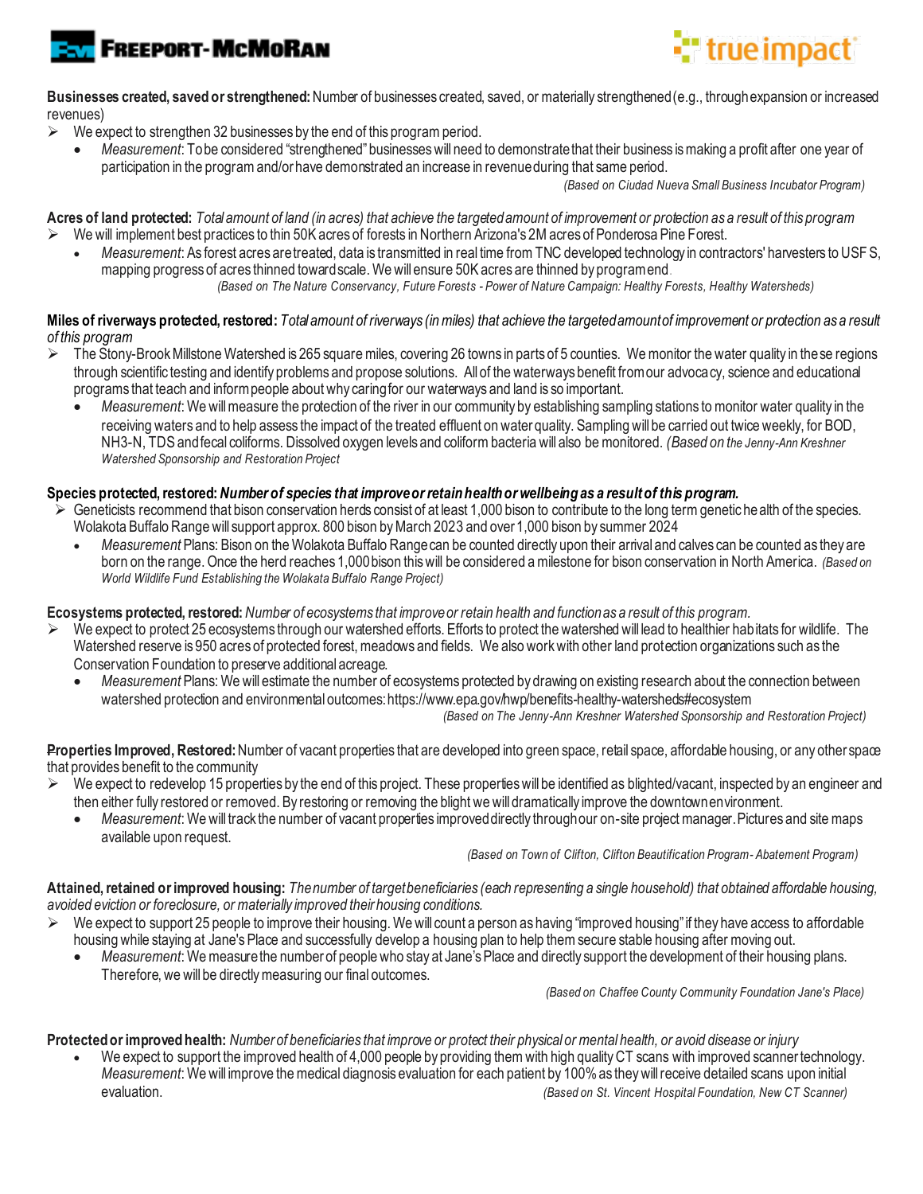**Businesses created, saved or strengthened:** Number of businesses created, saved, or materially strengthened (e.g., through expansion or increased revenues)

- We expect to strengthen 32 businesses by the end of this program period.
  - *Measurement*: To be considered "strengthened" businesses will need to demonstrate that their business is making a profit after one year of participation in the program and/or have demonstrated an increase in revenue during that same period.

*(Based on Ciudad Nueva Small Business Incubator Program)*

**Acres of land protected:** *Total amount of land (in acres) that achieve the targeted amount of improvement or protection as a result of this program*

- We will implement best practices to thin 50K acres of forests in Northern Arizona's 2M acres of Ponderosa Pine Forest.
  - *Measurement*: As forest acres are treated, data is transmitted in real time from TNC developed technology in contractors' harvesters to USF S, mapping progress of acres thinned toward scale. We will ensure 50K acres are thinned by program end.

*(Based on The Nature Conservancy, Future Forests - Power of Nature Campaign: Healthy Forests, Healthy Watersheds)*

**Miles of riverways protected, restored:** *Total amount of riverways (in miles) that achieve the targeted amount of improvement or protection as a result of this program*

- The Stony-Brook Millstone Watershed is 265 square miles, covering 26 towns in parts of 5 counties. We monitor the water quality in these regions through scientific testing and identify problems and propose solutions. All of the waterways benefit from our advocacy, science and educational programs that teach and inform people about why caring for our waterways and land is so important.
  - *Measurement*: We will measure the protection of the river in our community by establishing sampling stations to monitor water quality in the receiving waters and to help assess the impact of the treated effluent on water quality. Sampling will be carried out twice weekly, for BOD, $NH_3$-N, TDS and fecal coliforms. Dissolved oxygen levels and coliform bacteria will also be monitored. *(Based on the Jenny-Ann Kreshner Watershed Sponsorship and Restoration Project*

**Species protected, restored:** ***Number of species that improve or retain health or wellbeing as a result of this program.***

- Geneticists recommend that bison conservation herds consist of at least 1,000 bison to contribute to the long term genetic health of the species. Wolakota Buffalo Range will support approx. 800 bison by March 2023 and over 1,000 bison by summer 2024
  - *Measurement* Plans: Bison on the Wolakota Buffalo Range can be counted directly upon their arrival and calves can be counted as they are born on the range. Once the herd reaches 1,000 bison this will be considered a milestone for bison conservation in North America. *(Based on World Wildlife Fund Establishing the Wolakata Buffalo Range Project)*

**Ecosystems protected, restored:** *Number of ecosystems that improve or retain health and function as a result of this program.*

- We expect to protect 25 ecosystems through our watershed efforts. Efforts to protect the watershed will lead to healthier habitats for wildlife. The Watershed reserve is 950 acres of protected forest, meadows and fields. We also work with other land protection organizations such as the Conservation Foundation to preserve additional acreage.
  - *Measurement* Plans: We will estimate the number of ecosystems protected by drawing on existing research about the connection between watershed protection and environmental outcomes: https://www.epa.gov/hwp/benefits-healthy-watersheds#ecosystem

*(Based on The Jenny-Ann Kreshner Watershed Sponsorship and Restoration Project)*

**Properties Improved, Restored:** Number of vacant properties that are developed into green space, retail space, affordable housing, or any other space that provides benefit to the community

- We expect to redevelop 15 properties by the end of this project. These properties will be identified as blighted/vacant, inspected by an engineer and then either fully restored or removed. By restoring or removing the blight we will dramatically improve the downtown environment.
  - *Measurement*: We will track the number of vacant properties improved directly through our on-site project manager. Pictures and site maps available upon request.

*(Based on Town of Clifton, Clifton Beautification Program- Abatement Program)*

**Attained, retained or improved housing:** *The number of target beneficiaries (each representing a single household) that obtained affordable housing, avoided eviction or foreclosure, or materially improved their housing conditions.*

- We expect to support 25 people to improve their housing. We will count a person as having "improved housing" if they have access to affordable housing while staying at Jane's Place and successfully develop a housing plan to help them secure stable housing after moving out.
  - *Measurement*: We measure the number of people who stay at Jane's Place and directly support the development of their housing plans. Therefore, we will be directly measuring our final outcomes.

*(Based on Chaffee County Community Foundation Jane's Place)*

**Protected or improved health:** *Number of beneficiaries that improve or protect their physical or mental health, or avoid disease or injury*

- We expect to support the improved health of 4,000 people by providing them with high quality CT scans with improved scanner technology. *Measurement*: We will improve the medical diagnosis evaluation for each patient by 100% as they will receive detailed scans upon initial evaluation. *(Based on St. Vincent Hospital Foundation, New CT Scanner)*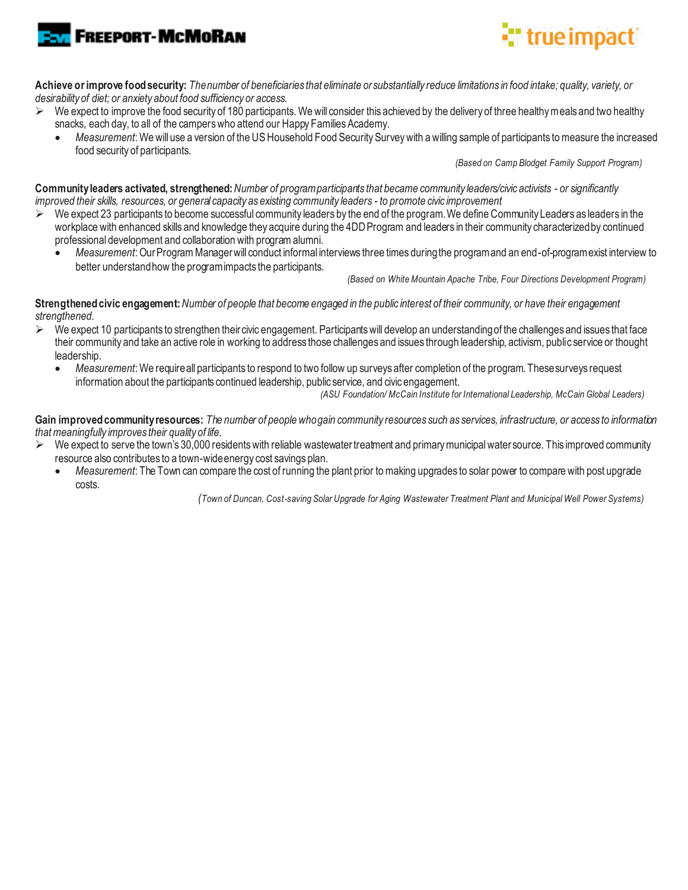**Achieve or improve food security:** *The number of beneficiaries that eliminate or substantially reduce limitations in food intake; quality, variety, or desirability of diet; or anxiety about food sufficiency or access.*

- We expect to improve the food security of 180 participants. We will consider this achieved by the delivery of three healthy meals and two healthy snacks, each day, to all of the campers who attend our Happy Families Academy.
  - *Measurement*: We will use a version of the US Household Food Security Survey with a willing sample of participants to measure the increased food security of participants.

*(Based on Camp Blodget Family Support Program)*

**Community leaders activated, strengthened:** *Number of program participants that became community leaders/civic activists - or significantly improved their skills, resources, or general capacity as existing community leaders - to promote civic improvement*

- We expect 23 participants to become successful community leaders by the end of the program. We define Community Leaders as leaders in the workplace with enhanced skills and knowledge they acquire during the 4DD Program and leaders in their community characterized by continued professional development and collaboration with program alumni.
  - *Measurement*: Our Program Manager will conduct informal interviews three times during the program and an end-of-program exist interview to better understand how the program impacts the participants.

*(Based on White Mountain Apache Tribe, Four Directions Development Program)*

**Strengthened civic engagement:** *Number of people that become engaged in the public interest of their community, or have their engagement strengthened.*

- We expect 10 participants to strengthen their civic engagement. Participants will develop an understanding of the challenges and issues that face their community and take an active role in working to address those challenges and issues through leadership, activism, public service or thought leadership.
  - *Measurement*: We require all participants to respond to two follow up surveys after completion of the program. These surveys request information about the participants continued leadership, public service, and civic engagement.

*(ASU Foundation/ McCain Institute for International Leadership, McCain Global Leaders)*

**Gain improved community resources:** *The number of people who gain community resources such as services, infrastructure, or access to information that meaningfully improves their quality of life.*

- We expect to serve the town's 30,000 residents with reliable wastewater treatment and primary municipal water source. This improved community resource also contributes to a town-wide energy cost savings plan.
  - *Measurement*: The Town can compare the cost of running the plant prior to making upgrades to solar power to compare with post upgrade costs.

*(Town of Duncan, Cost-saving Solar Upgrade for Aging Wastewater Treatment Plant and Municipal Well Power Systems)*